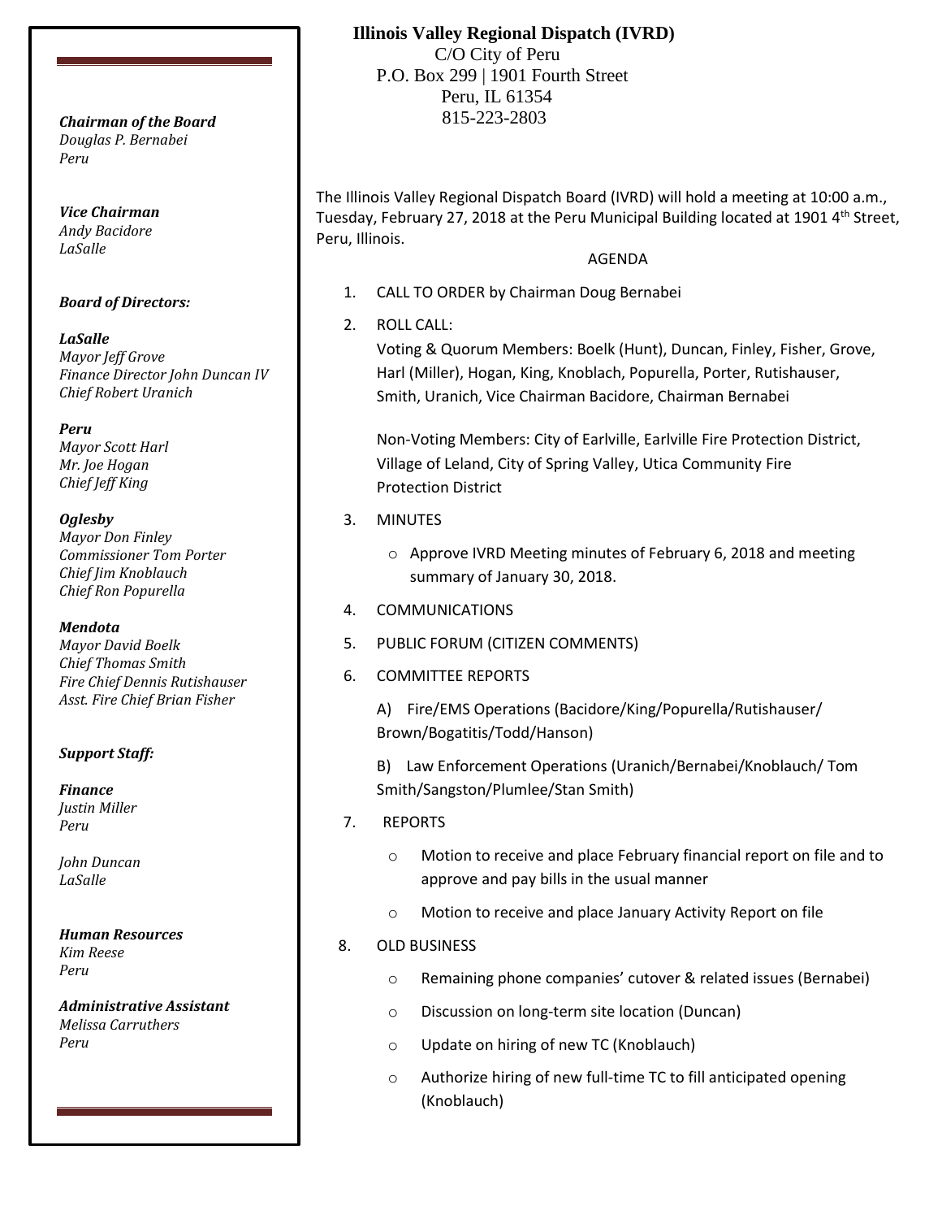# Illinois Valley Regional Dispatch (IVRD)

C/O City of Peru
P.O. Box 299 | 1901 Fourth Street
Peru, IL 61354
815-223-2803

***Chairman of the Board***
*Douglas P. Bernabei*
*Peru*

***Vice Chairman***
*Andy Bacidore*
*LaSalle*

***Board of Directors:***

***LaSalle***
*Mayor Jeff Grove*
*Finance Director John Duncan IV*
*Chief Robert Uranich*

***Peru***
*Mayor Scott Harl*
*Mr. Joe Hogan*
*Chief Jeff King*

***Oglesby***
*Mayor Don Finley*
*Commissioner Tom Porter*
*Chief Jim Knoblauch*
*Chief Ron Popurella*

***Mendota***
*Mayor David Boelk*
*Chief Thomas Smith*
*Fire Chief Dennis Rutishauser*
*Asst. Fire Chief Brian Fisher*

***Support Staff:***

***Finance***
*Justin Miller*
*Peru*

*John Duncan*
*LaSalle*

***Human Resources***
*Kim Reese*
*Peru*

***Administrative Assistant***
*Melissa Carruthers*
*Peru*

The Illinois Valley Regional Dispatch Board (IVRD) will hold a meeting at 10:00 a.m., Tuesday, February 27, 2018 at the Peru Municipal Building located at 1901 4th Street, Peru, Illinois.

AGENDA

1. CALL TO ORDER by Chairman Doug Bernabei
2. ROLL CALL:
   Voting & Quorum Members: Boelk (Hunt), Duncan, Finley, Fisher, Grove, Harl (Miller), Hogan, King, Knoblach, Popurella, Porter, Rutishauser, Smith, Uranich, Vice Chairman Bacidore, Chairman Bernabei

   Non-Voting Members: City of Earlville, Earlville Fire Protection District, Village of Leland, City of Spring Valley, Utica Community Fire Protection District
3. MINUTES
   - Approve IVRD Meeting minutes of February 6, 2018 and meeting summary of January 30, 2018.
4. COMMUNICATIONS
5. PUBLIC FORUM (CITIZEN COMMENTS)
6. COMMITTEE REPORTS

   A) Fire/EMS Operations (Bacidore/King/Popurella/Rutishauser/Brown/Bogatitis/Todd/Hanson)

   B) Law Enforcement Operations (Uranich/Bernabei/Knoblauch/ Tom Smith/Sangston/Plumlee/Stan Smith)
7. REPORTS
   - Motion to receive and place February financial report on file and to approve and pay bills in the usual manner
   - Motion to receive and place January Activity Report on file
8. OLD BUSINESS
   - Remaining phone companies' cutover & related issues (Bernabei)
   - Discussion on long-term site location (Duncan)
   - Update on hiring of new TC (Knoblauch)
   - Authorize hiring of new full-time TC to fill anticipated opening (Knoblauch)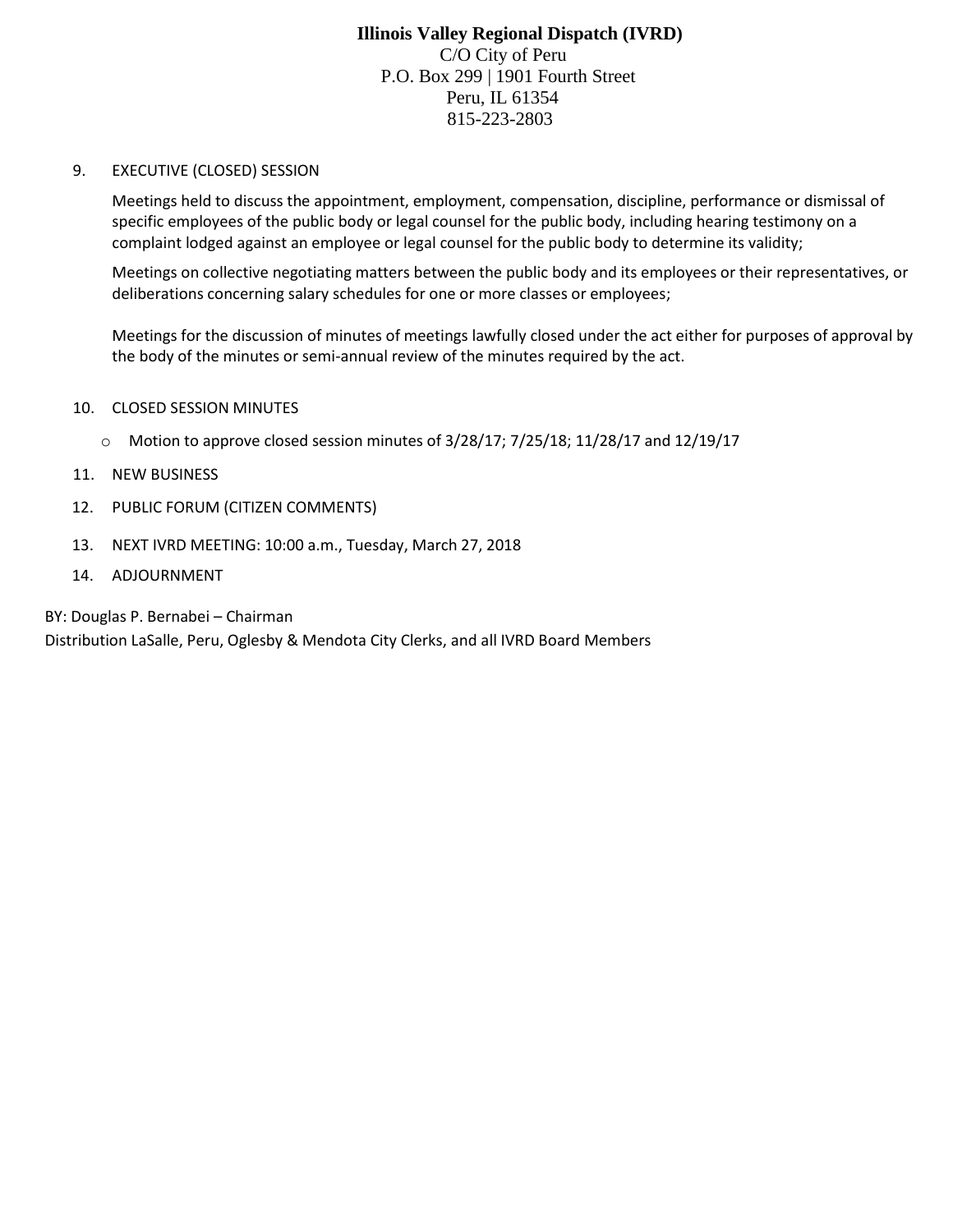**Illinois Valley Regional Dispatch (IVRD)**
C/O City of Peru
P.O. Box 299 | 1901 Fourth Street
Peru, IL 61354
815-223-2803

9. EXECUTIVE (CLOSED) SESSION

   Meetings held to discuss the appointment, employment, compensation, discipline, performance or dismissal of specific employees of the public body or legal counsel for the public body, including hearing testimony on a complaint lodged against an employee or legal counsel for the public body to determine its validity;

   Meetings on collective negotiating matters between the public body and its employees or their representatives, or deliberations concerning salary schedules for one or more classes or employees;

   Meetings for the discussion of minutes of meetings lawfully closed under the act either for purposes of approval by the body of the minutes or semi-annual review of the minutes required by the act.

10. CLOSED SESSION MINUTES
    - Motion to approve closed session minutes of 3/28/17; 7/25/18; 11/28/17 and 12/19/17
11. NEW BUSINESS
12. PUBLIC FORUM (CITIZEN COMMENTS)
13. NEXT IVRD MEETING: 10:00 a.m., Tuesday, March 27, 2018
14. ADJOURNMENT

BY: Douglas P. Bernabei – Chairman
Distribution LaSalle, Peru, Oglesby & Mendota City Clerks, and all IVRD Board Members